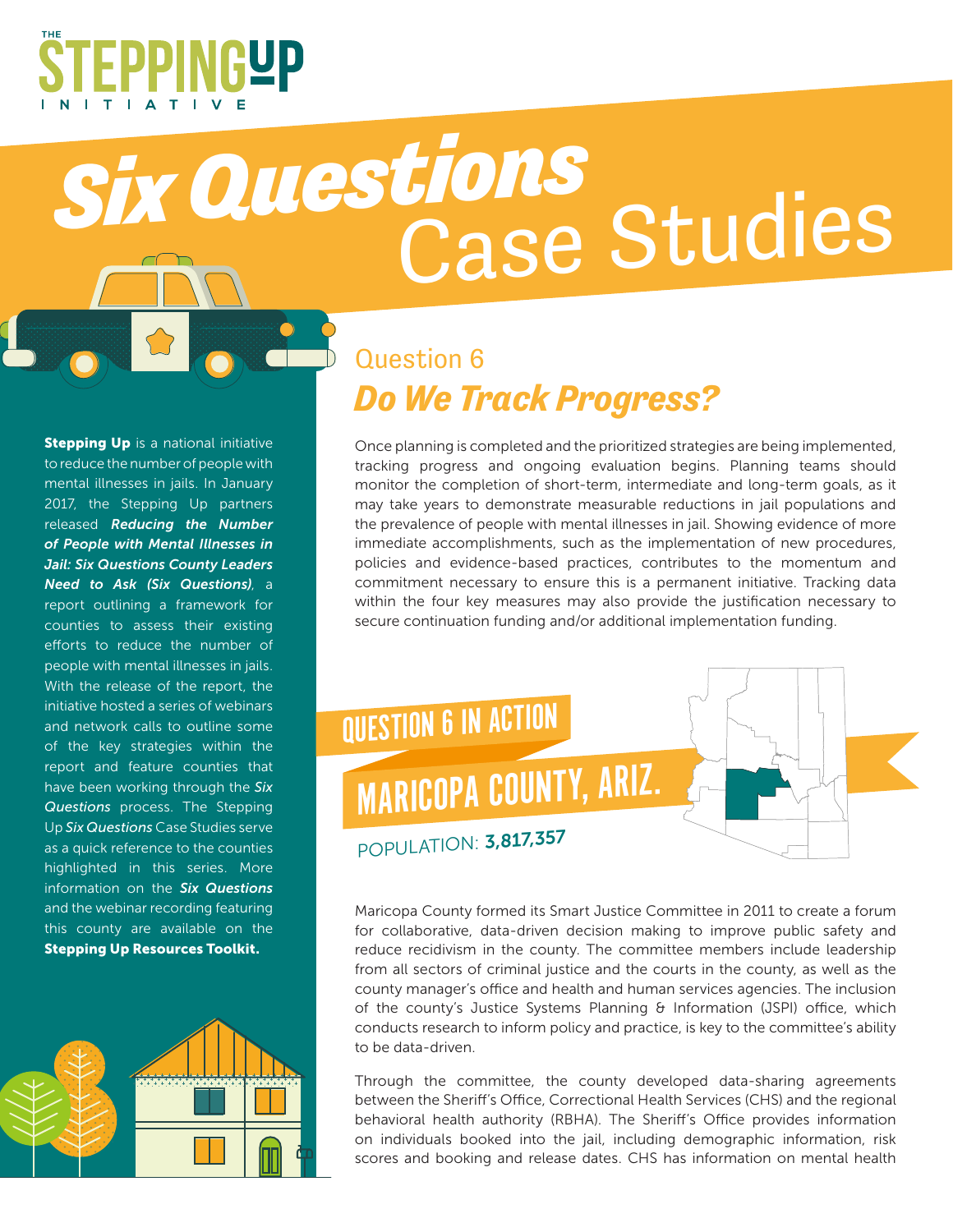THE STEPPING UP INITIATIVE

# Six Questions Case Studies

**Stepping Up** is a national initiative to reduce the number of people with mental illnesses in jails. In January 2017, the Stepping Up partners released ***Reducing the Number of People with Mental Illnesses in Jail: Six Questions County Leaders Need to Ask (Six Questions)***, a report outlining a framework for counties to assess their existing efforts to reduce the number of people with mental illnesses in jails. With the release of the report, the initiative hosted a series of webinars and network calls to outline some of the key strategies within the report and feature counties that have been working through the ***Six Questions*** process. The Stepping Up ***Six Questions*** Case Studies serve as a quick reference to the counties highlighted in this series. More information on the ***Six Questions*** and the webinar recording featuring this county are available on the **Stepping Up Resources Toolkit.**

## Question 6

## *Do We Track Progress?*

Once planning is completed and the prioritized strategies are being implemented, tracking progress and ongoing evaluation begins. Planning teams should monitor the completion of short-term, intermediate and long-term goals, as it may take years to demonstrate measurable reductions in jail populations and the prevalence of people with mental illnesses in jail. Showing evidence of more immediate accomplishments, such as the implementation of new procedures, policies and evidence-based practices, contributes to the momentum and commitment necessary to ensure this is a permanent initiative. Tracking data within the four key measures may also provide the justification necessary to secure continuation funding and/or additional implementation funding.

## QUESTION 6 IN ACTION

## MARICOPA COUNTY, ARIZ.

POPULATION: **3,817,357**

Maricopa County formed its Smart Justice Committee in 2011 to create a forum for collaborative, data-driven decision making to improve public safety and reduce recidivism in the county. The committee members include leadership from all sectors of criminal justice and the courts in the county, as well as the county manager's office and health and human services agencies. The inclusion of the county's Justice Systems Planning & Information (JSPI) office, which conducts research to inform policy and practice, is key to the committee's ability to be data-driven.

Through the committee, the county developed data-sharing agreements between the Sheriff's Office, Correctional Health Services (CHS) and the regional behavioral health authority (RBHA). The Sheriff's Office provides information on individuals booked into the jail, including demographic information, risk scores and booking and release dates. CHS has information on mental health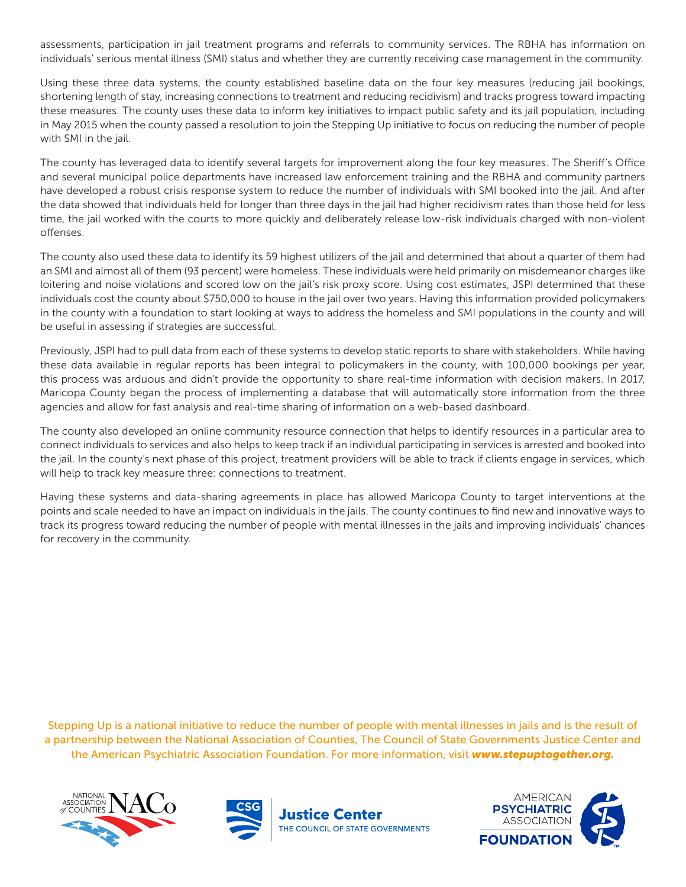assessments, participation in jail treatment programs and referrals to community services. The RBHA has information on individuals' serious mental illness (SMI) status and whether they are currently receiving case management in the community.

Using these three data systems, the county established baseline data on the four key measures (reducing jail bookings, shortening length of stay, increasing connections to treatment and reducing recidivism) and tracks progress toward impacting these measures. The county uses these data to inform key initiatives to impact public safety and its jail population, including in May 2015 when the county passed a resolution to join the Stepping Up initiative to focus on reducing the number of people with SMI in the jail.

The county has leveraged data to identify several targets for improvement along the four key measures. The Sheriff's Office and several municipal police departments have increased law enforcement training and the RBHA and community partners have developed a robust crisis response system to reduce the number of individuals with SMI booked into the jail. And after the data showed that individuals held for longer than three days in the jail had higher recidivism rates than those held for less time, the jail worked with the courts to more quickly and deliberately release low-risk individuals charged with non-violent offenses.

The county also used these data to identify its 59 highest utilizers of the jail and determined that about a quarter of them had an SMI and almost all of them (93 percent) were homeless. These individuals were held primarily on misdemeanor charges like loitering and noise violations and scored low on the jail's risk proxy score. Using cost estimates, JSPI determined that these individuals cost the county about $750,000 to house in the jail over two years. Having this information provided policymakers in the county with a foundation to start looking at ways to address the homeless and SMI populations in the county and will be useful in assessing if strategies are successful.

Previously, JSPI had to pull data from each of these systems to develop static reports to share with stakeholders. While having these data available in regular reports has been integral to policymakers in the county, with 100,000 bookings per year, this process was arduous and didn't provide the opportunity to share real-time information with decision makers. In 2017, Maricopa County began the process of implementing a database that will automatically store information from the three agencies and allow for fast analysis and real-time sharing of information on a web-based dashboard.

The county also developed an online community resource connection that helps to identify resources in a particular area to connect individuals to services and also helps to keep track if an individual participating in services is arrested and booked into the jail. In the county's next phase of this project, treatment providers will be able to track if clients engage in services, which will help to track key measure three: connections to treatment.

Having these systems and data-sharing agreements in place has allowed Maricopa County to target interventions at the points and scale needed to have an impact on individuals in the jails. The county continues to find new and innovative ways to track its progress toward reducing the number of people with mental illnesses in the jails and improving individuals' chances for recovery in the community.

Stepping Up is a national initiative to reduce the number of people with mental illnesses in jails and is the result of a partnership between the National Association of Counties, The Council of State Governments Justice Center and the American Psychiatric Association Foundation. For more information, visit ***www.stepuptogether.org.***

NATIONAL ASSOCIATION of COUNTIES NACo

CSG Justice Center THE COUNCIL OF STATE GOVERNMENTS

AMERICAN PSYCHIATRIC ASSOCIATION FOUNDATION